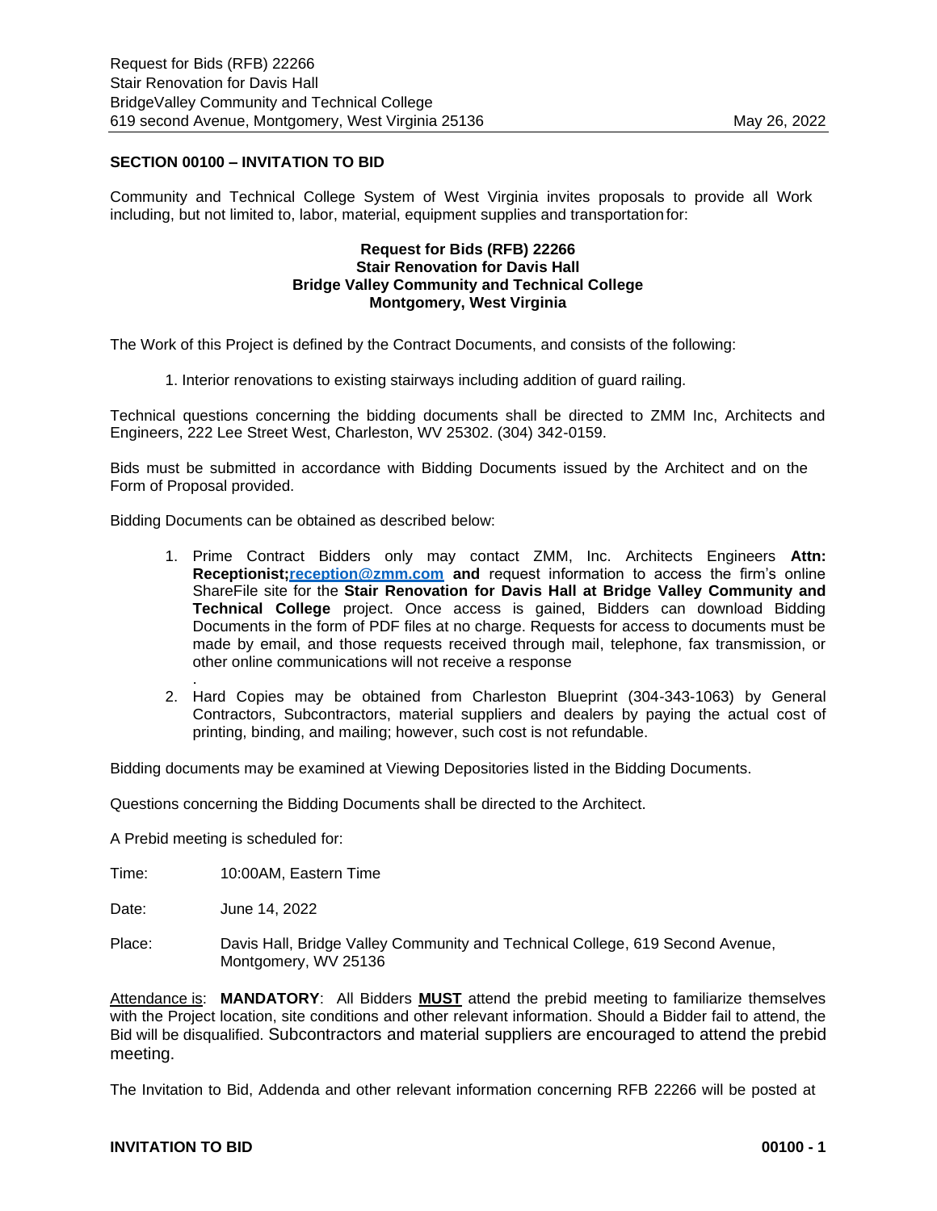Request for Bids (RFB) 22266
Stair Renovation for Davis Hall
BridgeValley Community and Technical College
619 second Avenue, Montgomery, West Virginia 25136 May 26, 2022

## SECTION 00100 – INVITATION TO BID

Community and Technical College System of West Virginia invites proposals to provide all Work including, but not limited to, labor, material, equipment supplies and transportation for:

**Request for Bids (RFB) 22266**
**Stair Renovation for Davis Hall**
**Bridge Valley Community and Technical College**
**Montgomery, West Virginia**

The Work of this Project is defined by the Contract Documents, and consists of the following:

1. Interior renovations to existing stairways including addition of guard railing.

Technical questions concerning the bidding documents shall be directed to ZMM Inc, Architects and Engineers, 222 Lee Street West, Charleston, WV 25302. (304) 342-0159.

Bids must be submitted in accordance with Bidding Documents issued by the Architect and on the Form of Proposal provided.

Bidding Documents can be obtained as described below:

1. Prime Contract Bidders only may contact ZMM, Inc. Architects Engineers **Attn: Receptionist;reception@zmm.com and** request information to access the firm's online ShareFile site for the **Stair Renovation for Davis Hall at Bridge Valley Community and Technical College** project. Once access is gained, Bidders can download Bidding Documents in the form of PDF files at no charge. Requests for access to documents must be made by email, and those requests received through mail, telephone, fax transmission, or other online communications will not receive a response
.
2. Hard Copies may be obtained from Charleston Blueprint (304-343-1063) by General Contractors, Subcontractors, material suppliers and dealers by paying the actual cost of printing, binding, and mailing; however, such cost is not refundable.

Bidding documents may be examined at Viewing Depositories listed in the Bidding Documents.

Questions concerning the Bidding Documents shall be directed to the Architect.

A Prebid meeting is scheduled for:

Time: 10:00AM, Eastern Time

Date: June 14, 2022

Place: Davis Hall, Bridge Valley Community and Technical College, 619 Second Avenue, Montgomery, WV 25136

Attendance is: **MANDATORY**: All Bidders **MUST** attend the prebid meeting to familiarize themselves with the Project location, site conditions and other relevant information. Should a Bidder fail to attend, the Bid will be disqualified. Subcontractors and material suppliers are encouraged to attend the prebid meeting.

The Invitation to Bid, Addenda and other relevant information concerning RFB 22266 will be posted at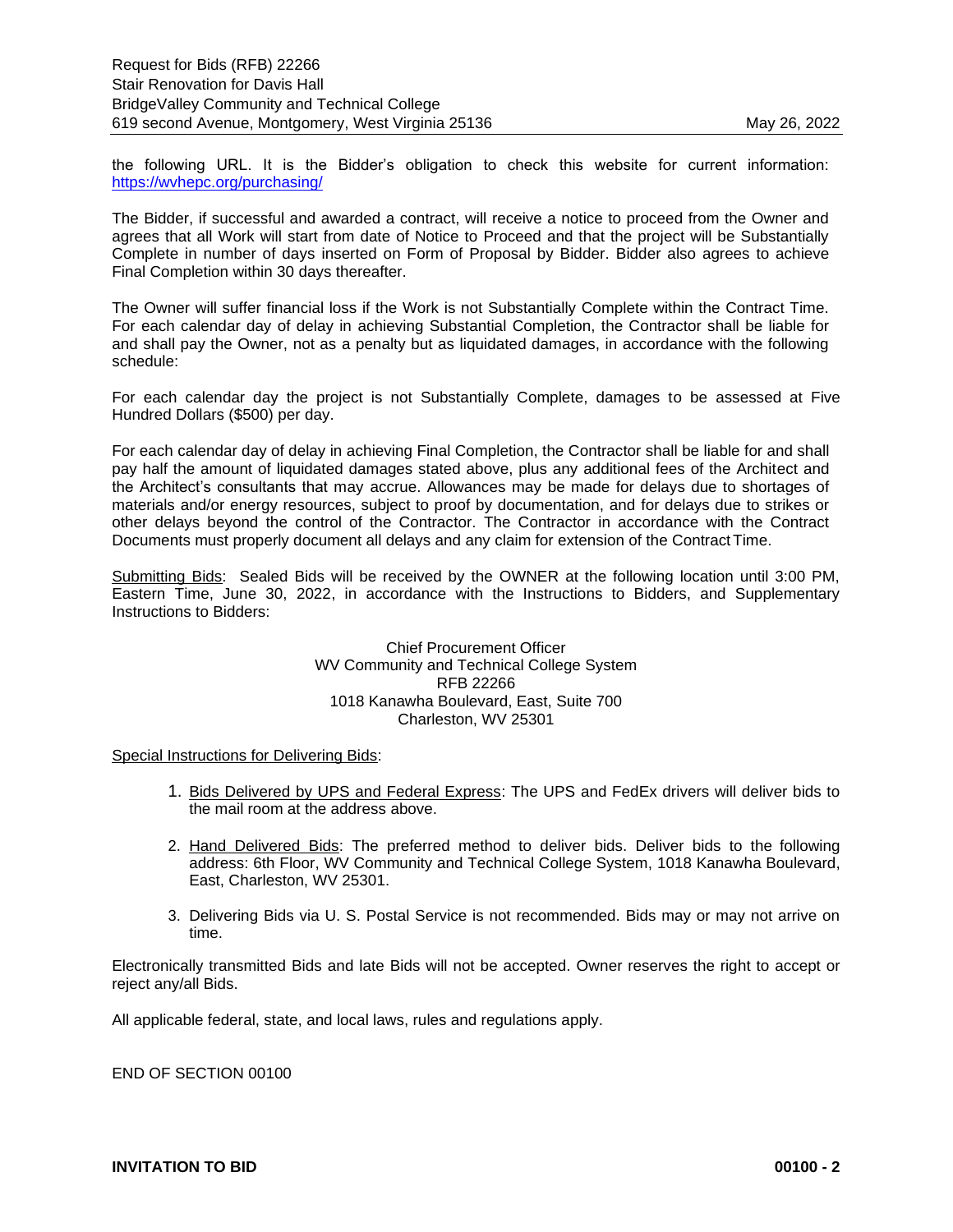the following URL. It is the Bidder's obligation to check this website for current information: https://wvhepc.org/purchasing/

The Bidder, if successful and awarded a contract, will receive a notice to proceed from the Owner and agrees that all Work will start from date of Notice to Proceed and that the project will be Substantially Complete in number of days inserted on Form of Proposal by Bidder. Bidder also agrees to achieve Final Completion within 30 days thereafter.

The Owner will suffer financial loss if the Work is not Substantially Complete within the Contract Time. For each calendar day of delay in achieving Substantial Completion, the Contractor shall be liable for and shall pay the Owner, not as a penalty but as liquidated damages, in accordance with the following schedule:

For each calendar day the project is not Substantially Complete, damages to be assessed at Five Hundred Dollars ($500) per day.

For each calendar day of delay in achieving Final Completion, the Contractor shall be liable for and shall pay half the amount of liquidated damages stated above, plus any additional fees of the Architect and the Architect's consultants that may accrue. Allowances may be made for delays due to shortages of materials and/or energy resources, subject to proof by documentation, and for delays due to strikes or other delays beyond the control of the Contractor. The Contractor in accordance with the Contract Documents must properly document all delays and any claim for extension of the Contract Time.

Submitting Bids: Sealed Bids will be received by the OWNER at the following location until 3:00 PM, Eastern Time, June 30, 2022, in accordance with the Instructions to Bidders, and Supplementary Instructions to Bidders:

Chief Procurement Officer
WV Community and Technical College System
RFB 22266
1018 Kanawha Boulevard, East, Suite 700
Charleston, WV 25301

Special Instructions for Delivering Bids:

1. Bids Delivered by UPS and Federal Express: The UPS and FedEx drivers will deliver bids to the mail room at the address above.

2. Hand Delivered Bids: The preferred method to deliver bids. Deliver bids to the following address: 6th Floor, WV Community and Technical College System, 1018 Kanawha Boulevard, East, Charleston, WV 25301.

3. Delivering Bids via U. S. Postal Service is not recommended. Bids may or may not arrive on time.

Electronically transmitted Bids and late Bids will not be accepted. Owner reserves the right to accept or reject any/all Bids.

All applicable federal, state, and local laws, rules and regulations apply.

END OF SECTION 00100